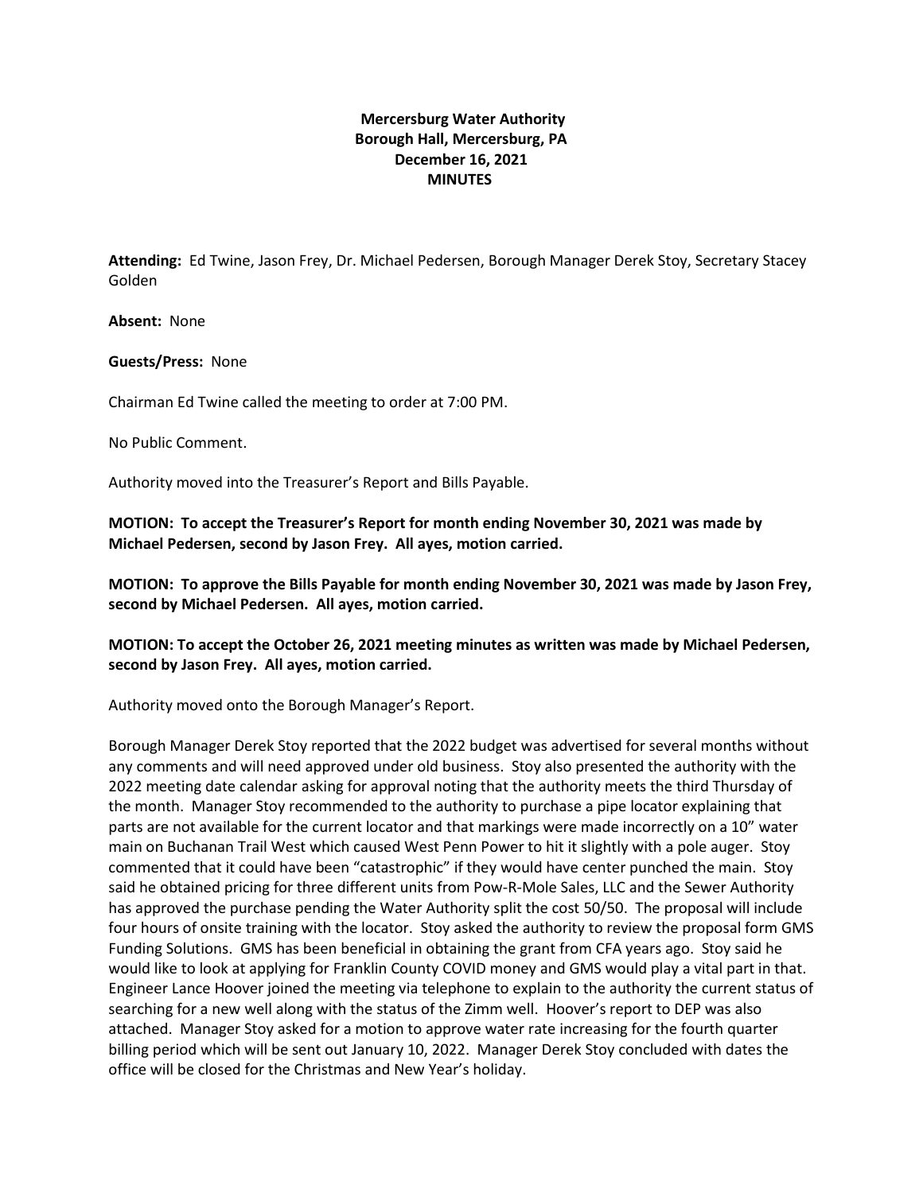**Mercersburg Water Authority**
**Borough Hall, Mercersburg, PA**
**December 16, 2021**
**MINUTES**

**Attending:** Ed Twine, Jason Frey, Dr. Michael Pedersen, Borough Manager Derek Stoy, Secretary Stacey Golden

**Absent:** None

**Guests/Press:** None

Chairman Ed Twine called the meeting to order at 7:00 PM.

No Public Comment.

Authority moved into the Treasurer's Report and Bills Payable.

**MOTION: To accept the Treasurer's Report for month ending November 30, 2021 was made by Michael Pedersen, second by Jason Frey. All ayes, motion carried.**

**MOTION: To approve the Bills Payable for month ending November 30, 2021 was made by Jason Frey, second by Michael Pedersen. All ayes, motion carried.**

**MOTION: To accept the October 26, 2021 meeting minutes as written was made by Michael Pedersen, second by Jason Frey. All ayes, motion carried.**

Authority moved onto the Borough Manager's Report.

Borough Manager Derek Stoy reported that the 2022 budget was advertised for several months without any comments and will need approved under old business. Stoy also presented the authority with the 2022 meeting date calendar asking for approval noting that the authority meets the third Thursday of the month. Manager Stoy recommended to the authority to purchase a pipe locator explaining that parts are not available for the current locator and that markings were made incorrectly on a 10" water main on Buchanan Trail West which caused West Penn Power to hit it slightly with a pole auger. Stoy commented that it could have been "catastrophic" if they would have center punched the main. Stoy said he obtained pricing for three different units from Pow-R-Mole Sales, LLC and the Sewer Authority has approved the purchase pending the Water Authority split the cost 50/50. The proposal will include four hours of onsite training with the locator. Stoy asked the authority to review the proposal form GMS Funding Solutions. GMS has been beneficial in obtaining the grant from CFA years ago. Stoy said he would like to look at applying for Franklin County COVID money and GMS would play a vital part in that. Engineer Lance Hoover joined the meeting via telephone to explain to the authority the current status of searching for a new well along with the status of the Zimm well. Hoover's report to DEP was also attached. Manager Stoy asked for a motion to approve water rate increasing for the fourth quarter billing period which will be sent out January 10, 2022. Manager Derek Stoy concluded with dates the office will be closed for the Christmas and New Year's holiday.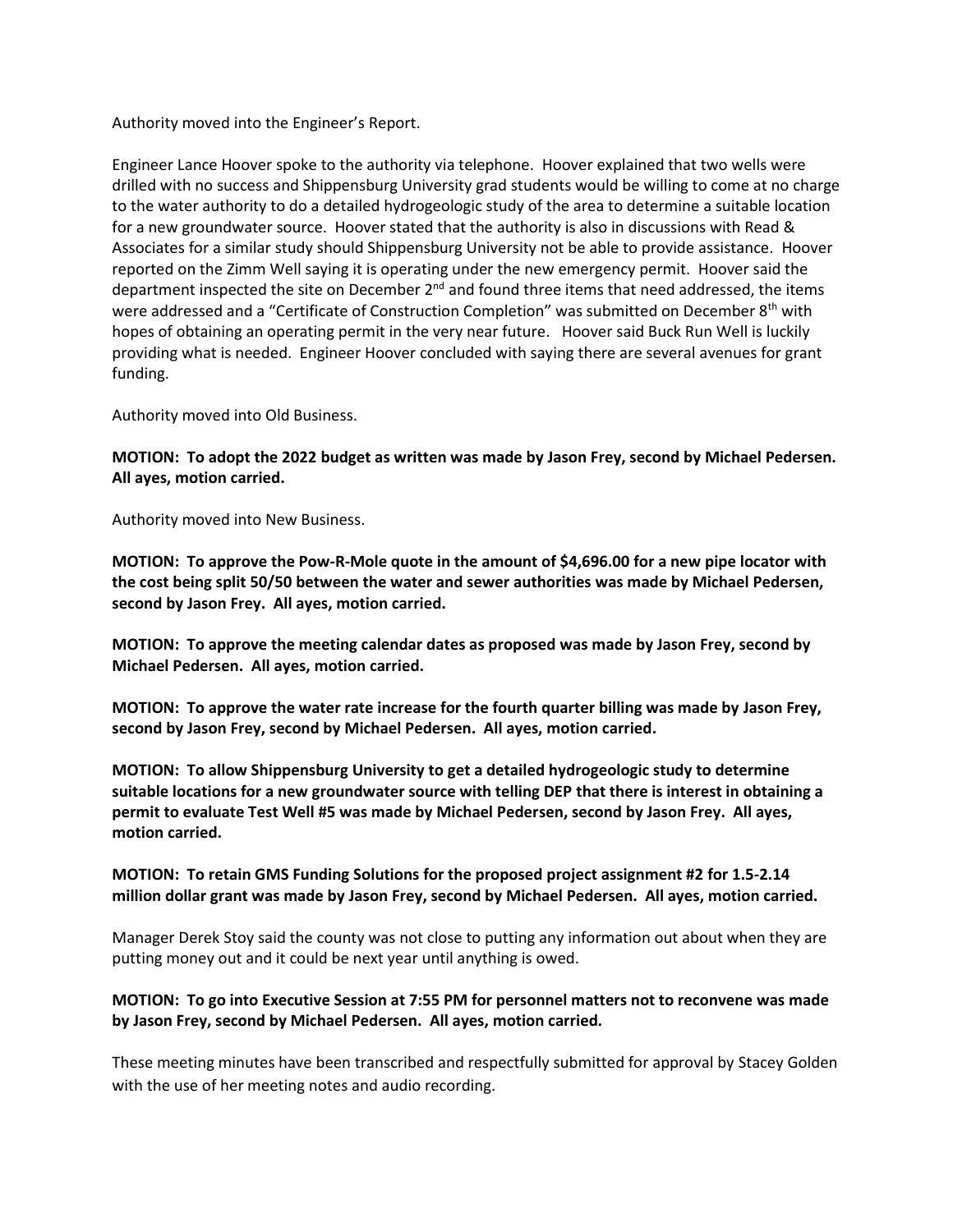Authority moved into the Engineer's Report.

Engineer Lance Hoover spoke to the authority via telephone. Hoover explained that two wells were drilled with no success and Shippensburg University grad students would be willing to come at no charge to the water authority to do a detailed hydrogeologic study of the area to determine a suitable location for a new groundwater source. Hoover stated that the authority is also in discussions with Read & Associates for a similar study should Shippensburg University not be able to provide assistance. Hoover reported on the Zimm Well saying it is operating under the new emergency permit. Hoover said the department inspected the site on December 2nd and found three items that need addressed, the items were addressed and a "Certificate of Construction Completion" was submitted on December 8th with hopes of obtaining an operating permit in the very near future. Hoover said Buck Run Well is luckily providing what is needed. Engineer Hoover concluded with saying there are several avenues for grant funding.

Authority moved into Old Business.

**MOTION: To adopt the 2022 budget as written was made by Jason Frey, second by Michael Pedersen. All ayes, motion carried.**

Authority moved into New Business.

**MOTION: To approve the Pow-R-Mole quote in the amount of $4,696.00 for a new pipe locator with the cost being split 50/50 between the water and sewer authorities was made by Michael Pedersen, second by Jason Frey. All ayes, motion carried.**

**MOTION: To approve the meeting calendar dates as proposed was made by Jason Frey, second by Michael Pedersen. All ayes, motion carried.**

**MOTION: To approve the water rate increase for the fourth quarter billing was made by Jason Frey, second by Jason Frey, second by Michael Pedersen. All ayes, motion carried.**

**MOTION: To allow Shippensburg University to get a detailed hydrogeologic study to determine suitable locations for a new groundwater source with telling DEP that there is interest in obtaining a permit to evaluate Test Well #5 was made by Michael Pedersen, second by Jason Frey. All ayes, motion carried.**

**MOTION: To retain GMS Funding Solutions for the proposed project assignment #2 for 1.5-2.14 million dollar grant was made by Jason Frey, second by Michael Pedersen. All ayes, motion carried.**

Manager Derek Stoy said the county was not close to putting any information out about when they are putting money out and it could be next year until anything is owed.

**MOTION: To go into Executive Session at 7:55 PM for personnel matters not to reconvene was made by Jason Frey, second by Michael Pedersen. All ayes, motion carried.**

These meeting minutes have been transcribed and respectfully submitted for approval by Stacey Golden with the use of her meeting notes and audio recording.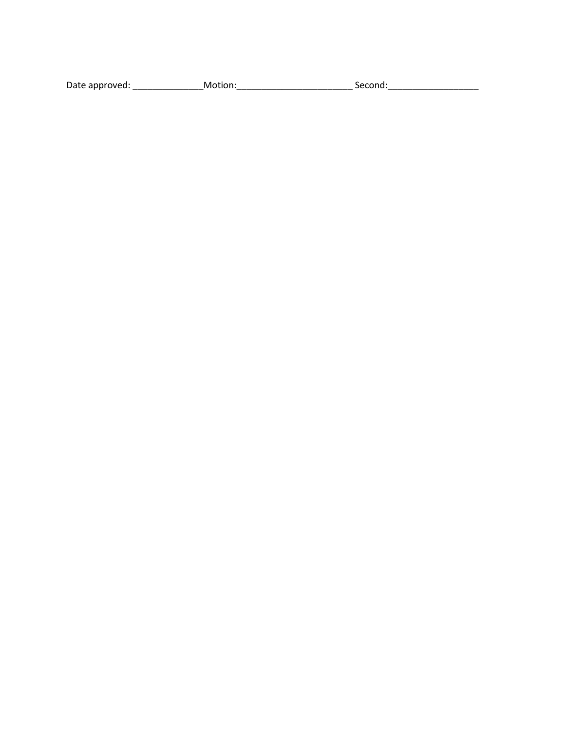Date approved: ______________Motion:_______________________ Second:__________________